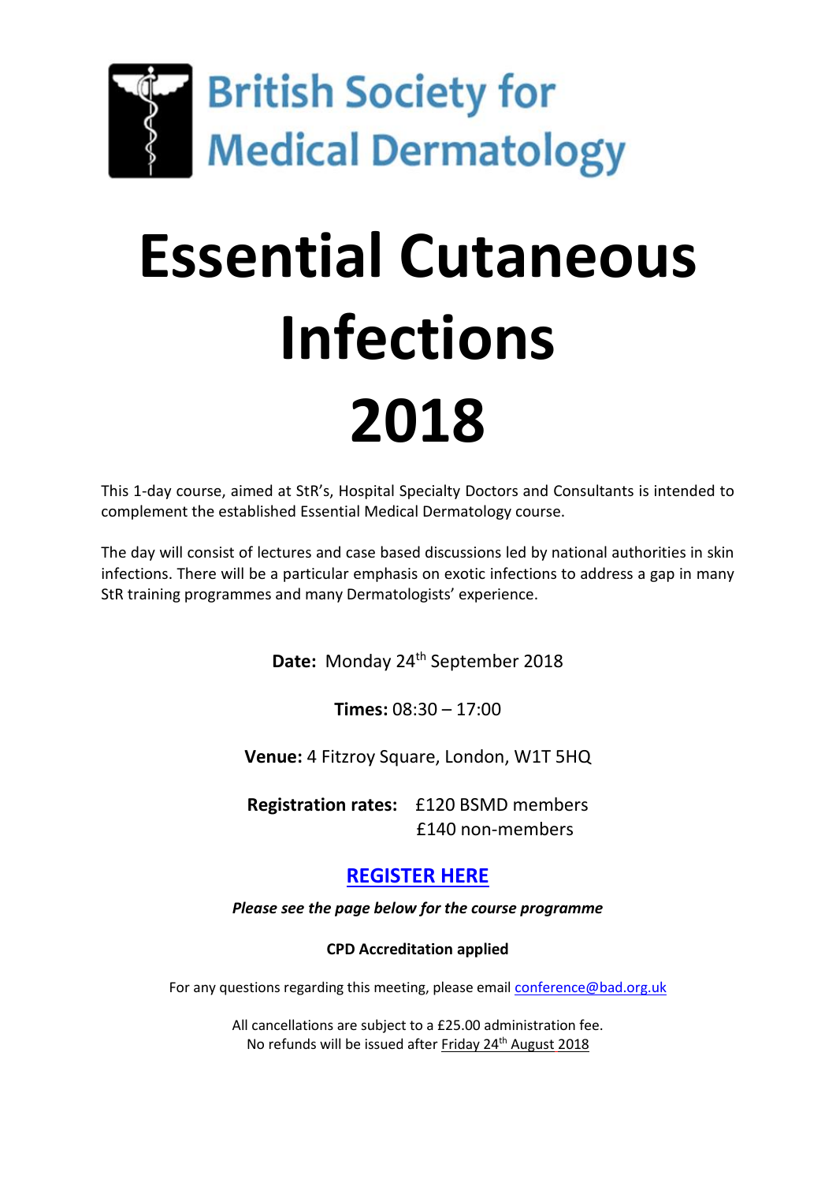British Society for Medical Dermatology

# Essential Cutaneous Infections 2018

This 1-day course, aimed at StR's, Hospital Specialty Doctors and Consultants is intended to complement the established Essential Medical Dermatology course.

The day will consist of lectures and case based discussions led by national authorities in skin infections. There will be a particular emphasis on exotic infections to address a gap in many StR training programmes and many Dermatologists' experience.

**Date:** Monday 24th September 2018

**Times:** 08:30 – 17:00

**Venue:** 4 Fitzroy Square, London, W1T 5HQ

**Registration rates:** £120 BSMD members
£140 non-members

**REGISTER HERE**

***Please see the page below for the course programme***

**CPD Accreditation applied**

For any questions regarding this meeting, please email conference@bad.org.uk

All cancellations are subject to a £25.00 administration fee.
No refunds will be issued after Friday 24th August 2018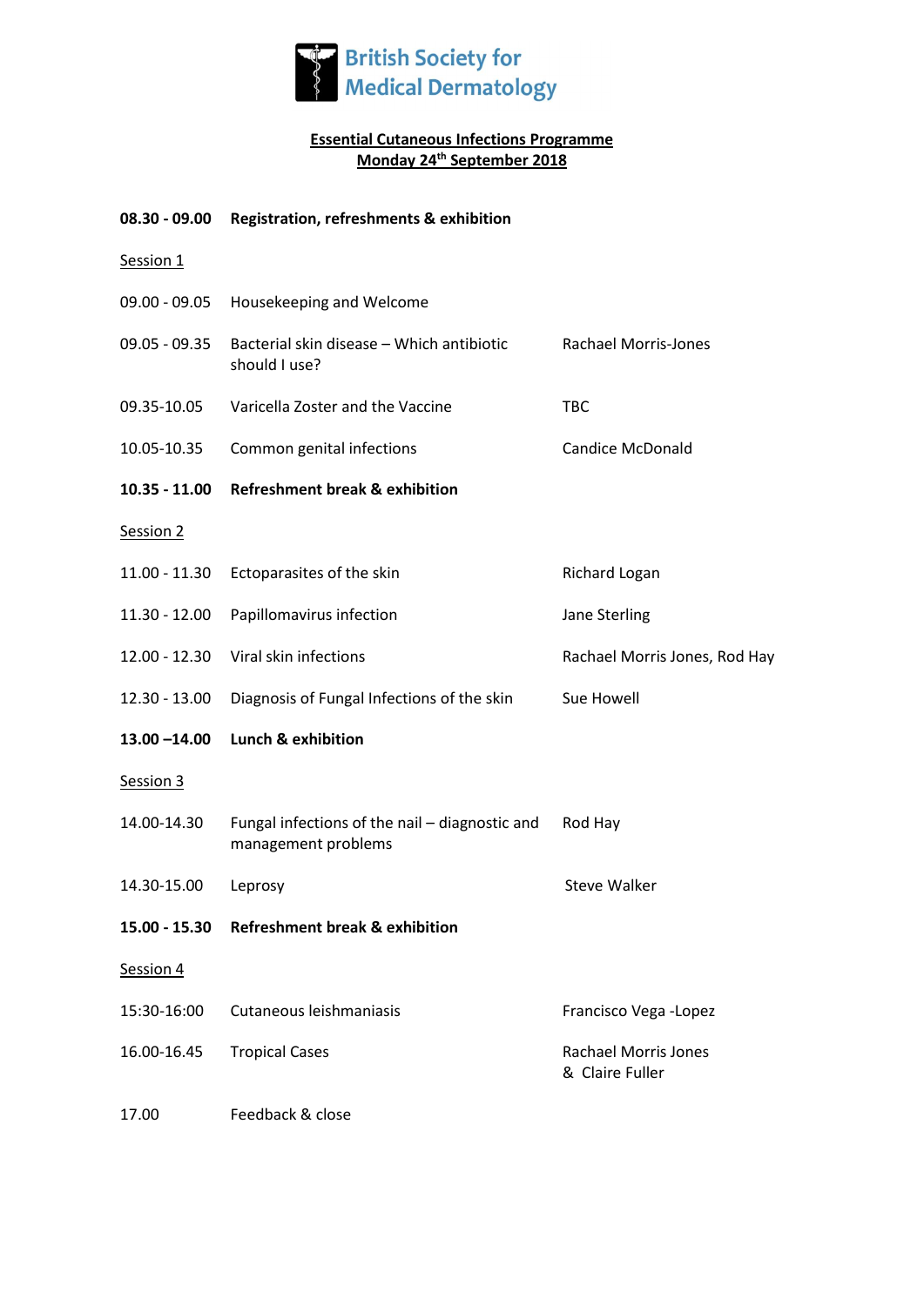British Society for Medical Dermatology

**Essential Cutaneous Infections Programme**
**Monday 24th September 2018**

| | | |
|---|---|---|
| **08.30 - 09.00** | **Registration, refreshments & exhibition** | |
| Session 1 | | |
| 09.00 - 09.05 | Housekeeping and Welcome | |
| 09.05 - 09.35 | Bacterial skin disease – Which antibiotic should I use? | Rachael Morris-Jones |
| 09.35-10.05 | Varicella Zoster and the Vaccine | TBC |
| 10.05-10.35 | Common genital infections | Candice McDonald |
| **10.35 - 11.00** | **Refreshment break & exhibition** | |
| Session 2 | | |
| 11.00 - 11.30 | Ectoparasites of the skin | Richard Logan |
| 11.30 - 12.00 | Papillomavirus infection | Jane Sterling |
| 12.00 - 12.30 | Viral skin infections | Rachael Morris Jones, Rod Hay |
| 12.30 - 13.00 | Diagnosis of Fungal Infections of the skin | Sue Howell |
| **13.00 –14.00** | **Lunch & exhibition** | |
| Session 3 | | |
| 14.00-14.30 | Fungal infections of the nail – diagnostic and management problems | Rod Hay |
| 14.30-15.00 | Leprosy | Steve Walker |
| **15.00 - 15.30** | **Refreshment break & exhibition** | |
| Session 4 | | |
| 15:30-16:00 | Cutaneous leishmaniasis | Francisco Vega -Lopez |
| 16.00-16.45 | Tropical Cases | Rachael Morris Jones & Claire Fuller |
| 17.00 | Feedback & close | |